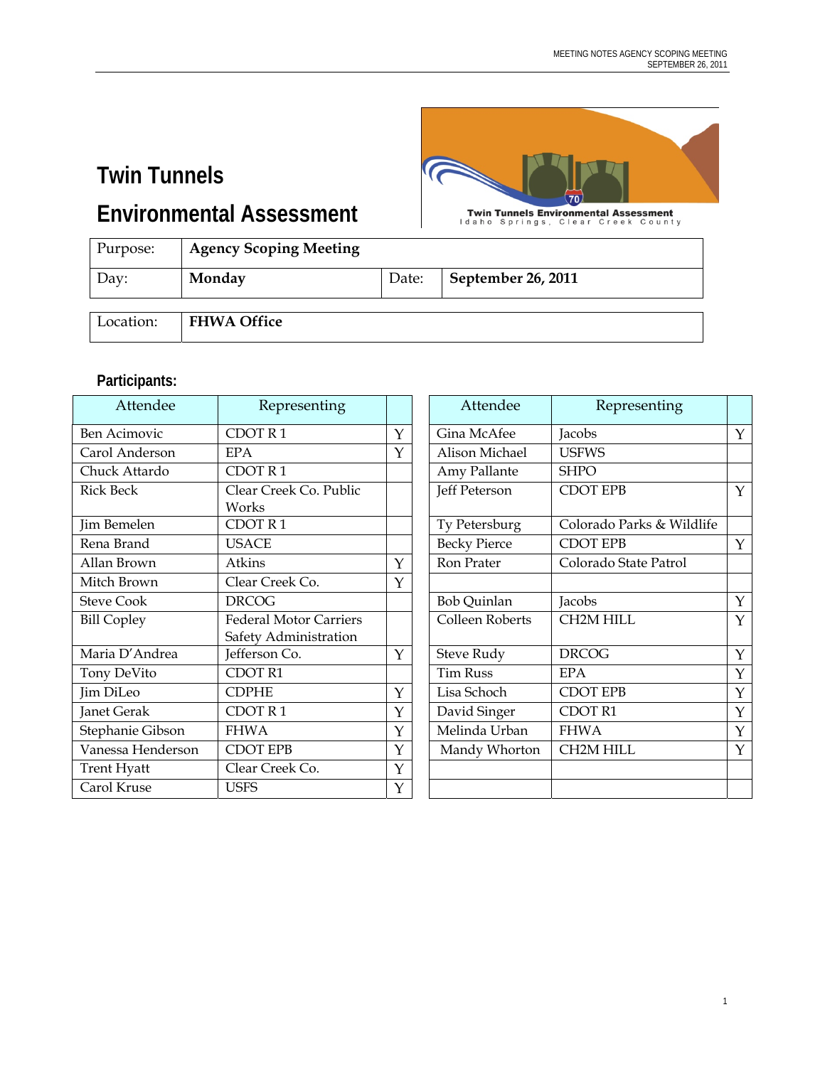# Twin Tunnels

# Environmental Assessment

| Purpose: | Agency Scoping Meeting | | |
|---|---|---|---|
| Day: | **Monday** | Date: | **September 26, 2011** |

| Location: | **FHWA Office** |
|---|---|

## Participants:

| Attendee | Representing | |
|---|---|---|
| Ben Acimovic | CDOT R 1 | Y |
| Carol Anderson | EPA | Y |
| Chuck Attardo | CDOT R 1 | |
| Rick Beck | Clear Creek Co. Public Works | |
| Jim Bemelen | CDOT R 1 | |
| Rena Brand | USACE | |
| Allan Brown | Atkins | Y |
| Mitch Brown | Clear Creek Co. | Y |
| Steve Cook | DRCOG | |
| Bill Copley | Federal Motor Carriers Safety Administration | |
| Maria D'Andrea | Jefferson Co. | Y |
| Tony DeVito | CDOT R1 | |
| Jim DiLeo | CDPHE | Y |
| Janet Gerak | CDOT R 1 | Y |
| Stephanie Gibson | FHWA | Y |
| Vanessa Henderson | CDOT EPB | Y |
| Trent Hyatt | Clear Creek Co. | Y |
| Carol Kruse | USFS | Y |

| Attendee | Representing | |
|---|---|---|
| Gina McAfee | Jacobs | Y |
| Alison Michael | USFWS | |
| Amy Pallante | SHPO | |
| Jeff Peterson | CDOT EPB | Y |
| Ty Petersburg | Colorado Parks & Wildlife | |
| Becky Pierce | CDOT EPB | Y |
| Ron Prater | Colorado State Patrol | |
| | | |
| Bob Quinlan | Jacobs | Y |
| Colleen Roberts | CH2M HILL | Y |
| Steve Rudy | DRCOG | Y |
| Tim Russ | EPA | Y |
| Lisa Schoch | CDOT EPB | Y |
| David Singer | CDOT R1 | Y |
| Melinda Urban | FHWA | Y |
| Mandy Whorton | CH2M HILL | Y |
| | | |
| | | |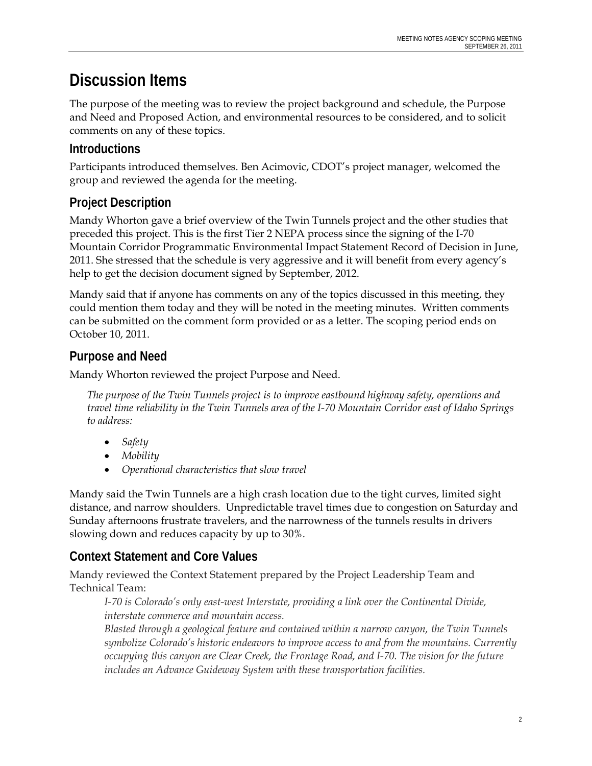# Discussion Items

The purpose of the meeting was to review the project background and schedule, the Purpose and Need and Proposed Action, and environmental resources to be considered, and to solicit comments on any of these topics.

## Introductions

Participants introduced themselves. Ben Acimovic, CDOT's project manager, welcomed the group and reviewed the agenda for the meeting.

## Project Description

Mandy Whorton gave a brief overview of the Twin Tunnels project and the other studies that preceded this project. This is the first Tier 2 NEPA process since the signing of the I-70 Mountain Corridor Programmatic Environmental Impact Statement Record of Decision in June, 2011. She stressed that the schedule is very aggressive and it will benefit from every agency's help to get the decision document signed by September, 2012.

Mandy said that if anyone has comments on any of the topics discussed in this meeting, they could mention them today and they will be noted in the meeting minutes. Written comments can be submitted on the comment form provided or as a letter. The scoping period ends on October 10, 2011.

## Purpose and Need

Mandy Whorton reviewed the project Purpose and Need.

*The purpose of the Twin Tunnels project is to improve eastbound highway safety, operations and travel time reliability in the Twin Tunnels area of the I-70 Mountain Corridor east of Idaho Springs to address:*

- *Safety*
- *Mobility*
- *Operational characteristics that slow travel*

Mandy said the Twin Tunnels are a high crash location due to the tight curves, limited sight distance, and narrow shoulders. Unpredictable travel times due to congestion on Saturday and Sunday afternoons frustrate travelers, and the narrowness of the tunnels results in drivers slowing down and reduces capacity by up to 30%.

## Context Statement and Core Values

Mandy reviewed the Context Statement prepared by the Project Leadership Team and Technical Team:

*I-70 is Colorado's only east-west Interstate, providing a link over the Continental Divide, interstate commerce and mountain access.*

*Blasted through a geological feature and contained within a narrow canyon, the Twin Tunnels symbolize Colorado's historic endeavors to improve access to and from the mountains. Currently occupying this canyon are Clear Creek, the Frontage Road, and I-70. The vision for the future includes an Advance Guideway System with these transportation facilities.*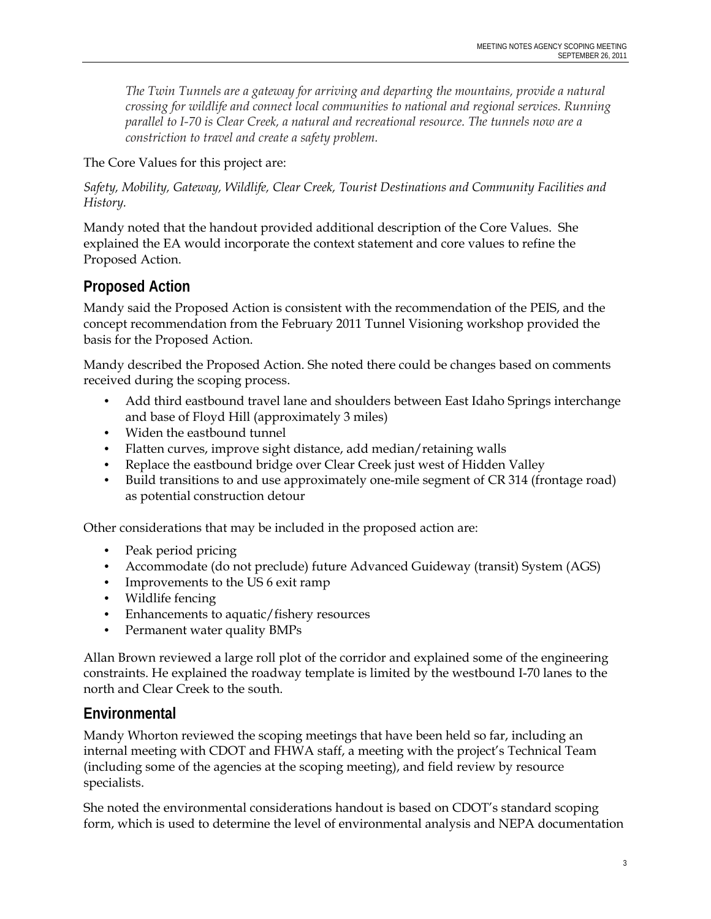*The Twin Tunnels are a gateway for arriving and departing the mountains, provide a natural crossing for wildlife and connect local communities to national and regional services. Running parallel to I-70 is Clear Creek, a natural and recreational resource. The tunnels now are a constriction to travel and create a safety problem.*

The Core Values for this project are:

*Safety, Mobility, Gateway, Wildlife, Clear Creek, Tourist Destinations and Community Facilities and History.*

Mandy noted that the handout provided additional description of the Core Values. She explained the EA would incorporate the context statement and core values to refine the Proposed Action.

## Proposed Action

Mandy said the Proposed Action is consistent with the recommendation of the PEIS, and the concept recommendation from the February 2011 Tunnel Visioning workshop provided the basis for the Proposed Action.

Mandy described the Proposed Action. She noted there could be changes based on comments received during the scoping process.

- Add third eastbound travel lane and shoulders between East Idaho Springs interchange and base of Floyd Hill (approximately 3 miles)
- Widen the eastbound tunnel
- Flatten curves, improve sight distance, add median/retaining walls
- Replace the eastbound bridge over Clear Creek just west of Hidden Valley
- Build transitions to and use approximately one-mile segment of CR 314 (frontage road) as potential construction detour

Other considerations that may be included in the proposed action are:

- Peak period pricing
- Accommodate (do not preclude) future Advanced Guideway (transit) System (AGS)
- Improvements to the US 6 exit ramp
- Wildlife fencing
- Enhancements to aquatic/fishery resources
- Permanent water quality BMPs

Allan Brown reviewed a large roll plot of the corridor and explained some of the engineering constraints. He explained the roadway template is limited by the westbound I-70 lanes to the north and Clear Creek to the south.

## Environmental

Mandy Whorton reviewed the scoping meetings that have been held so far, including an internal meeting with CDOT and FHWA staff, a meeting with the project's Technical Team (including some of the agencies at the scoping meeting), and field review by resource specialists.

She noted the environmental considerations handout is based on CDOT's standard scoping form, which is used to determine the level of environmental analysis and NEPA documentation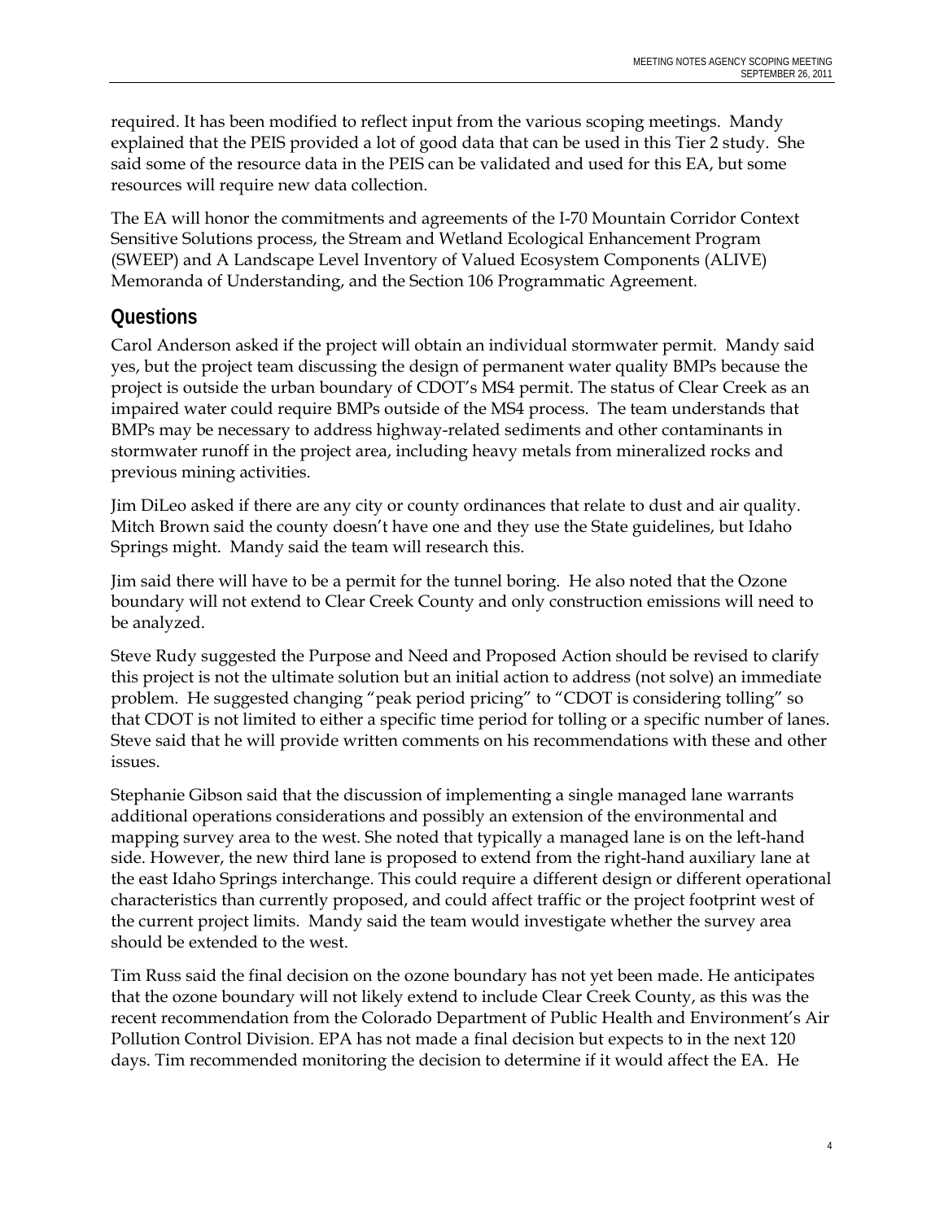required. It has been modified to reflect input from the various scoping meetings. Mandy explained that the PEIS provided a lot of good data that can be used in this Tier 2 study. She said some of the resource data in the PEIS can be validated and used for this EA, but some resources will require new data collection.

The EA will honor the commitments and agreements of the I-70 Mountain Corridor Context Sensitive Solutions process, the Stream and Wetland Ecological Enhancement Program (SWEEP) and A Landscape Level Inventory of Valued Ecosystem Components (ALIVE) Memoranda of Understanding, and the Section 106 Programmatic Agreement.

## Questions

Carol Anderson asked if the project will obtain an individual stormwater permit. Mandy said yes, but the project team discussing the design of permanent water quality BMPs because the project is outside the urban boundary of CDOT's MS4 permit. The status of Clear Creek as an impaired water could require BMPs outside of the MS4 process. The team understands that BMPs may be necessary to address highway-related sediments and other contaminants in stormwater runoff in the project area, including heavy metals from mineralized rocks and previous mining activities.

Jim DiLeo asked if there are any city or county ordinances that relate to dust and air quality. Mitch Brown said the county doesn't have one and they use the State guidelines, but Idaho Springs might. Mandy said the team will research this.

Jim said there will have to be a permit for the tunnel boring. He also noted that the Ozone boundary will not extend to Clear Creek County and only construction emissions will need to be analyzed.

Steve Rudy suggested the Purpose and Need and Proposed Action should be revised to clarify this project is not the ultimate solution but an initial action to address (not solve) an immediate problem. He suggested changing "peak period pricing" to "CDOT is considering tolling" so that CDOT is not limited to either a specific time period for tolling or a specific number of lanes. Steve said that he will provide written comments on his recommendations with these and other issues.

Stephanie Gibson said that the discussion of implementing a single managed lane warrants additional operations considerations and possibly an extension of the environmental and mapping survey area to the west. She noted that typically a managed lane is on the left-hand side. However, the new third lane is proposed to extend from the right-hand auxiliary lane at the east Idaho Springs interchange. This could require a different design or different operational characteristics than currently proposed, and could affect traffic or the project footprint west of the current project limits. Mandy said the team would investigate whether the survey area should be extended to the west.

Tim Russ said the final decision on the ozone boundary has not yet been made. He anticipates that the ozone boundary will not likely extend to include Clear Creek County, as this was the recent recommendation from the Colorado Department of Public Health and Environment's Air Pollution Control Division. EPA has not made a final decision but expects to in the next 120 days. Tim recommended monitoring the decision to determine if it would affect the EA. He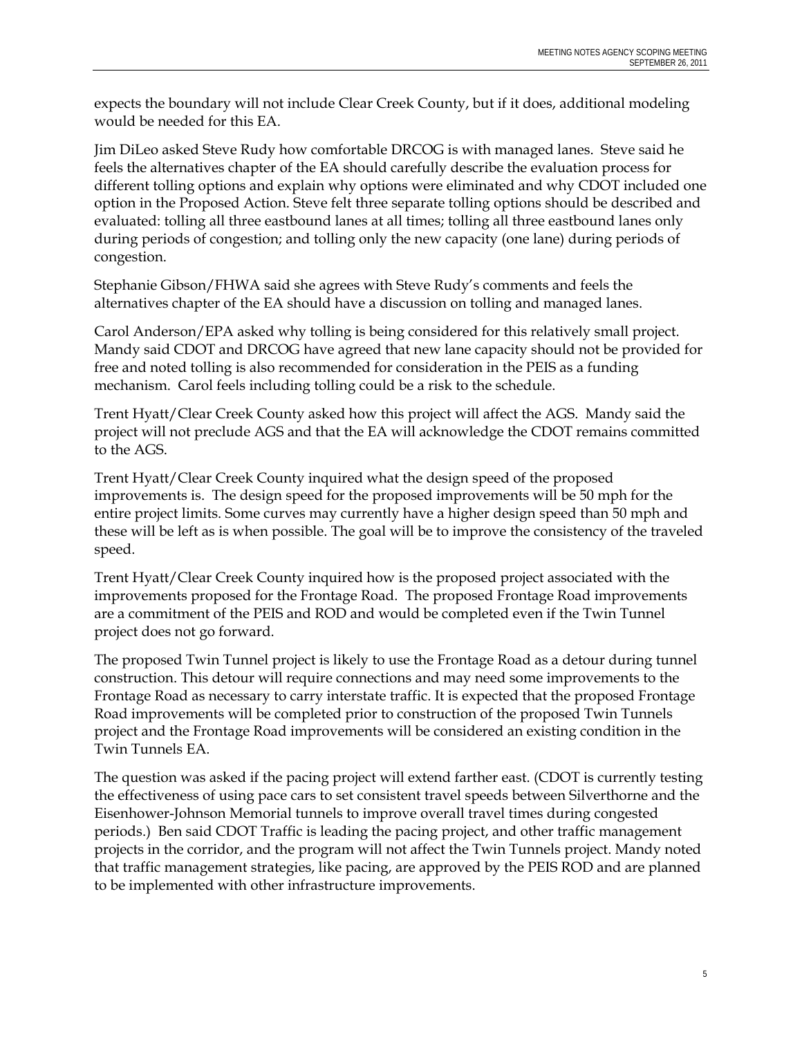expects the boundary will not include Clear Creek County, but if it does, additional modeling would be needed for this EA.

Jim DiLeo asked Steve Rudy how comfortable DRCOG is with managed lanes. Steve said he feels the alternatives chapter of the EA should carefully describe the evaluation process for different tolling options and explain why options were eliminated and why CDOT included one option in the Proposed Action. Steve felt three separate tolling options should be described and evaluated: tolling all three eastbound lanes at all times; tolling all three eastbound lanes only during periods of congestion; and tolling only the new capacity (one lane) during periods of congestion.

Stephanie Gibson/FHWA said she agrees with Steve Rudy's comments and feels the alternatives chapter of the EA should have a discussion on tolling and managed lanes.

Carol Anderson/EPA asked why tolling is being considered for this relatively small project. Mandy said CDOT and DRCOG have agreed that new lane capacity should not be provided for free and noted tolling is also recommended for consideration in the PEIS as a funding mechanism. Carol feels including tolling could be a risk to the schedule.

Trent Hyatt/Clear Creek County asked how this project will affect the AGS. Mandy said the project will not preclude AGS and that the EA will acknowledge the CDOT remains committed to the AGS.

Trent Hyatt/Clear Creek County inquired what the design speed of the proposed improvements is. The design speed for the proposed improvements will be 50 mph for the entire project limits. Some curves may currently have a higher design speed than 50 mph and these will be left as is when possible. The goal will be to improve the consistency of the traveled speed.

Trent Hyatt/Clear Creek County inquired how is the proposed project associated with the improvements proposed for the Frontage Road. The proposed Frontage Road improvements are a commitment of the PEIS and ROD and would be completed even if the Twin Tunnel project does not go forward.

The proposed Twin Tunnel project is likely to use the Frontage Road as a detour during tunnel construction. This detour will require connections and may need some improvements to the Frontage Road as necessary to carry interstate traffic. It is expected that the proposed Frontage Road improvements will be completed prior to construction of the proposed Twin Tunnels project and the Frontage Road improvements will be considered an existing condition in the Twin Tunnels EA.

The question was asked if the pacing project will extend farther east. (CDOT is currently testing the effectiveness of using pace cars to set consistent travel speeds between Silverthorne and the Eisenhower-Johnson Memorial tunnels to improve overall travel times during congested periods.) Ben said CDOT Traffic is leading the pacing project, and other traffic management projects in the corridor, and the program will not affect the Twin Tunnels project. Mandy noted that traffic management strategies, like pacing, are approved by the PEIS ROD and are planned to be implemented with other infrastructure improvements.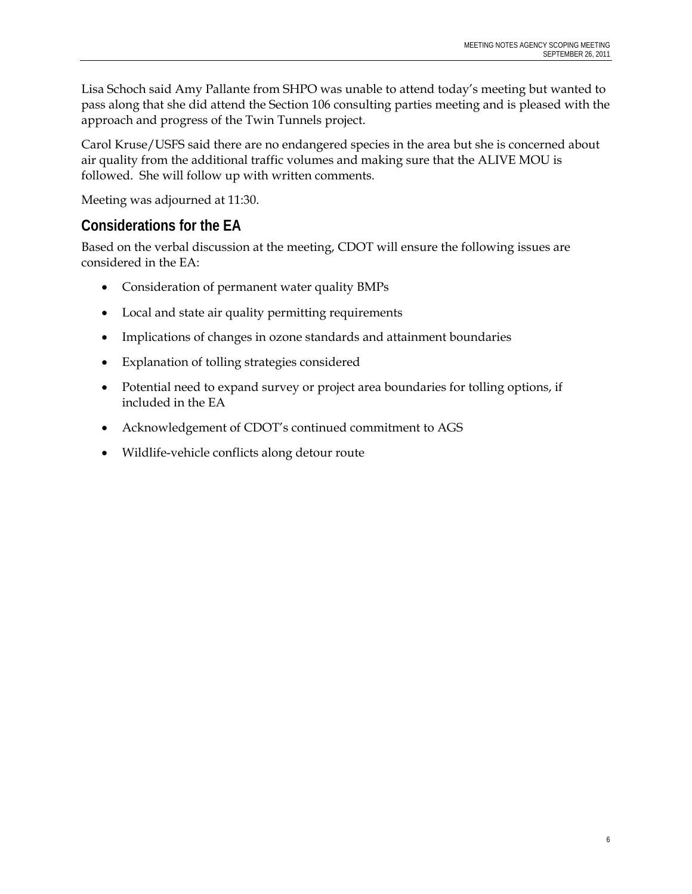Lisa Schoch said Amy Pallante from SHPO was unable to attend today's meeting but wanted to pass along that she did attend the Section 106 consulting parties meeting and is pleased with the approach and progress of the Twin Tunnels project.

Carol Kruse/USFS said there are no endangered species in the area but she is concerned about air quality from the additional traffic volumes and making sure that the ALIVE MOU is followed. She will follow up with written comments.

Meeting was adjourned at 11:30.

## Considerations for the EA

Based on the verbal discussion at the meeting, CDOT will ensure the following issues are considered in the EA:

- Consideration of permanent water quality BMPs
- Local and state air quality permitting requirements
- Implications of changes in ozone standards and attainment boundaries
- Explanation of tolling strategies considered
- Potential need to expand survey or project area boundaries for tolling options, if included in the EA
- Acknowledgement of CDOT's continued commitment to AGS
- Wildlife-vehicle conflicts along detour route